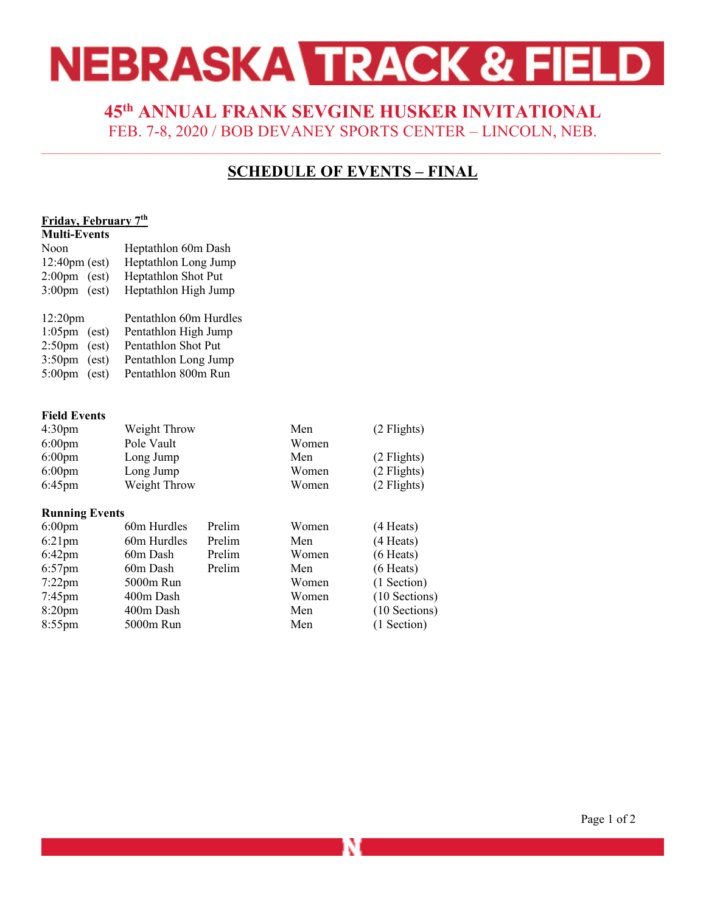# NEBRASKA TRACK & FIELD

## 45th ANNUAL FRANK SEVGINE HUSKER INVITATIONAL

FEB. 7-8, 2020 / BOB DEVANEY SPORTS CENTER – LINCOLN, NEB.

## SCHEDULE OF EVENTS – FINAL

### Friday, February 7th

**Multi-Events**

| Time | Event |
|---|---|
| Noon | Heptathlon 60m Dash |
| 12:40pm (est) | Heptathlon Long Jump |
| 2:00pm (est) | Heptathlon Shot Put |
| 3:00pm (est) | Heptathlon High Jump |

| Time | Event |
|---|---|
| 12:20pm | Pentathlon 60m Hurdles |
| 1:05pm (est) | Pentathlon High Jump |
| 2:50pm (est) | Pentathlon Shot Put |
| 3:50pm (est) | Pentathlon Long Jump |
| 5:00pm (est) | Pentathlon 800m Run |

**Field Events**

| Time | Event | Gender | Flights |
|---|---|---|---|
| 4:30pm | Weight Throw | Men | (2 Flights) |
| 6:00pm | Pole Vault | Women | |
| 6:00pm | Long Jump | Men | (2 Flights) |
| 6:00pm | Long Jump | Women | (2 Flights) |
| 6:45pm | Weight Throw | Women | (2 Flights) |

**Running Events**

| Time | Event | Round | Gender | Heats/Sections |
|---|---|---|---|---|
| 6:00pm | 60m Hurdles | Prelim | Women | (4 Heats) |
| 6:21pm | 60m Hurdles | Prelim | Men | (4 Heats) |
| 6:42pm | 60m Dash | Prelim | Women | (6 Heats) |
| 6:57pm | 60m Dash | Prelim | Men | (6 Heats) |
| 7:22pm | 5000m Run | | Women | (1 Section) |
| 7:45pm | 400m Dash | | Women | (10 Sections) |
| 8:20pm | 400m Dash | | Men | (10 Sections) |
| 8:55pm | 5000m Run | | Men | (1 Section) |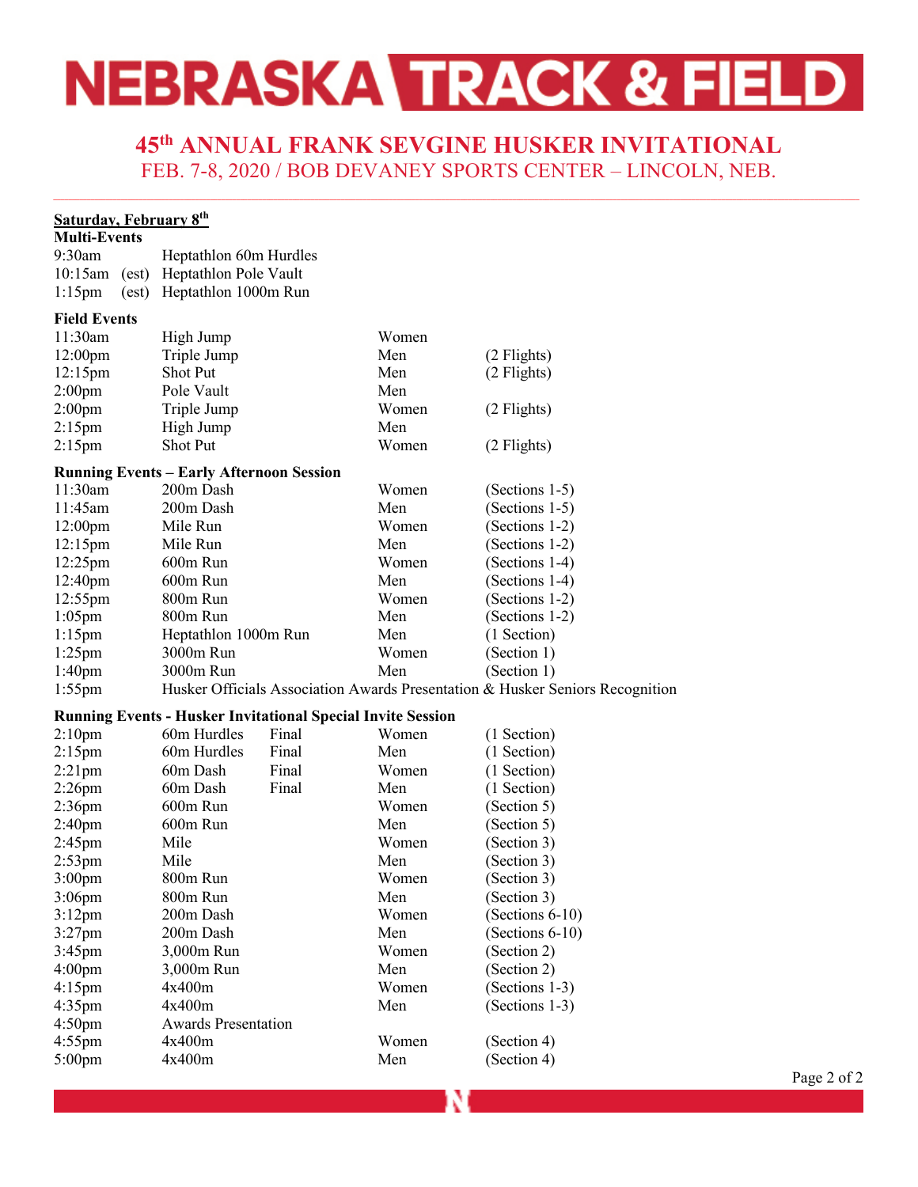# NEBRASKA TRACK & FIELD

## 45th ANNUAL FRANK SEVGINE HUSKER INVITATIONAL

FEB. 7-8, 2020 / BOB DEVANEY SPORTS CENTER – LINCOLN, NEB.

---

### Saturday, February 8th

**Multi-Events**

| | | |
|---|---|---|
| 9:30am | | Heptathlon 60m Hurdles |
| 10:15am | (est) | Heptathlon Pole Vault |
| 1:15pm | (est) | Heptathlon 1000m Run |

**Field Events**

| | | | |
|---|---|---|---|
| 11:30am | High Jump | Women | |
| 12:00pm | Triple Jump | Men | (2 Flights) |
| 12:15pm | Shot Put | Men | (2 Flights) |
| 2:00pm | Pole Vault | Men | |
| 2:00pm | Triple Jump | Women | (2 Flights) |
| 2:15pm | High Jump | Men | |
| 2:15pm | Shot Put | Women | (2 Flights) |

**Running Events – Early Afternoon Session**

| | | | |
|---|---|---|---|
| 11:30am | 200m Dash | Women | (Sections 1-5) |
| 11:45am | 200m Dash | Men | (Sections 1-5) |
| 12:00pm | Mile Run | Women | (Sections 1-2) |
| 12:15pm | Mile Run | Men | (Sections 1-2) |
| 12:25pm | 600m Run | Women | (Sections 1-4) |
| 12:40pm | 600m Run | Men | (Sections 1-4) |
| 12:55pm | 800m Run | Women | (Sections 1-2) |
| 1:05pm | 800m Run | Men | (Sections 1-2) |
| 1:15pm | Heptathlon 1000m Run | Men | (1 Section) |
| 1:25pm | 3000m Run | Women | (Section 1) |
| 1:40pm | 3000m Run | Men | (Section 1) |
| 1:55pm | Husker Officials Association Awards Presentation & Husker Seniors Recognition | | |

**Running Events - Husker Invitational Special Invite Session**

| | | | | |
|---|---|---|---|---|
| 2:10pm | 60m Hurdles | Final | Women | (1 Section) |
| 2:15pm | 60m Hurdles | Final | Men | (1 Section) |
| 2:21pm | 60m Dash | Final | Women | (1 Section) |
| 2:26pm | 60m Dash | Final | Men | (1 Section) |
| 2:36pm | 600m Run | | Women | (Section 5) |
| 2:40pm | 600m Run | | Men | (Section 5) |
| 2:45pm | Mile | | Women | (Section 3) |
| 2:53pm | Mile | | Men | (Section 3) |
| 3:00pm | 800m Run | | Women | (Section 3) |
| 3:06pm | 800m Run | | Men | (Section 3) |
| 3:12pm | 200m Dash | | Women | (Sections 6-10) |
| 3:27pm | 200m Dash | | Men | (Sections 6-10) |
| 3:45pm | 3,000m Run | | Women | (Section 2) |
| 4:00pm | 3,000m Run | | Men | (Section 2) |
| 4:15pm | 4x400m | | Women | (Sections 1-3) |
| 4:35pm | 4x400m | | Men | (Sections 1-3) |
| 4:50pm | Awards Presentation | | | |
| 4:55pm | 4x400m | | Women | (Section 4) |
| 5:00pm | 4x400m | | Men | (Section 4) |